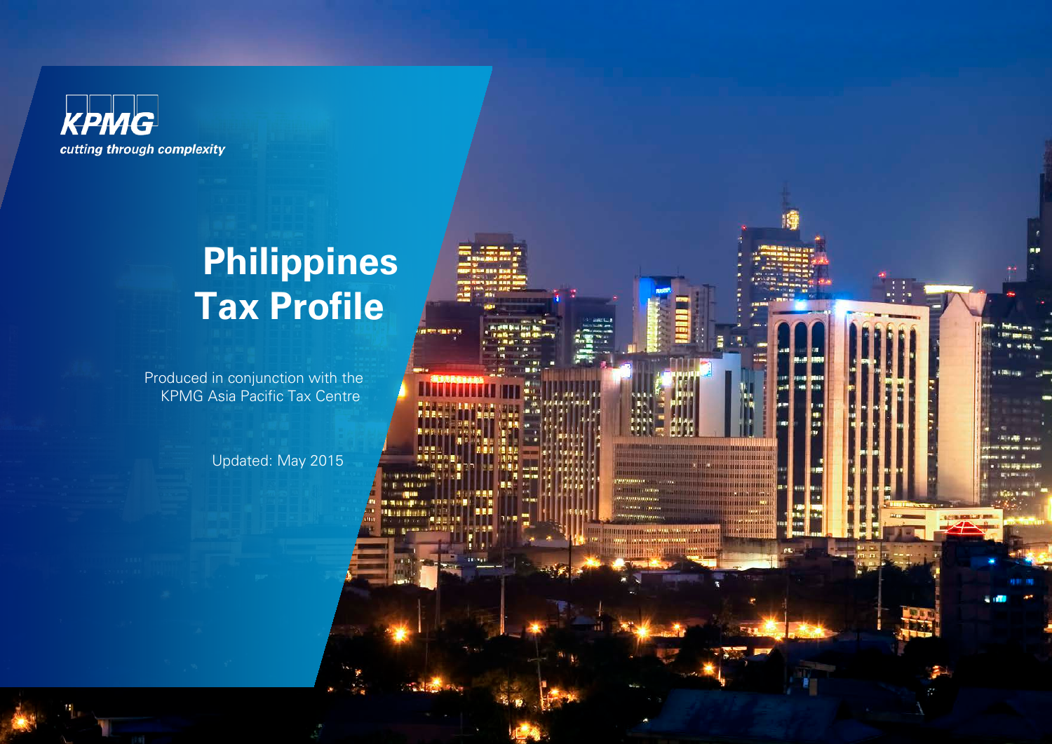KPMG

*cutting through complexity*

# Philippines Tax Profile

Produced in conjunction with the KPMG Asia Pacific Tax Centre

Updated: May 2015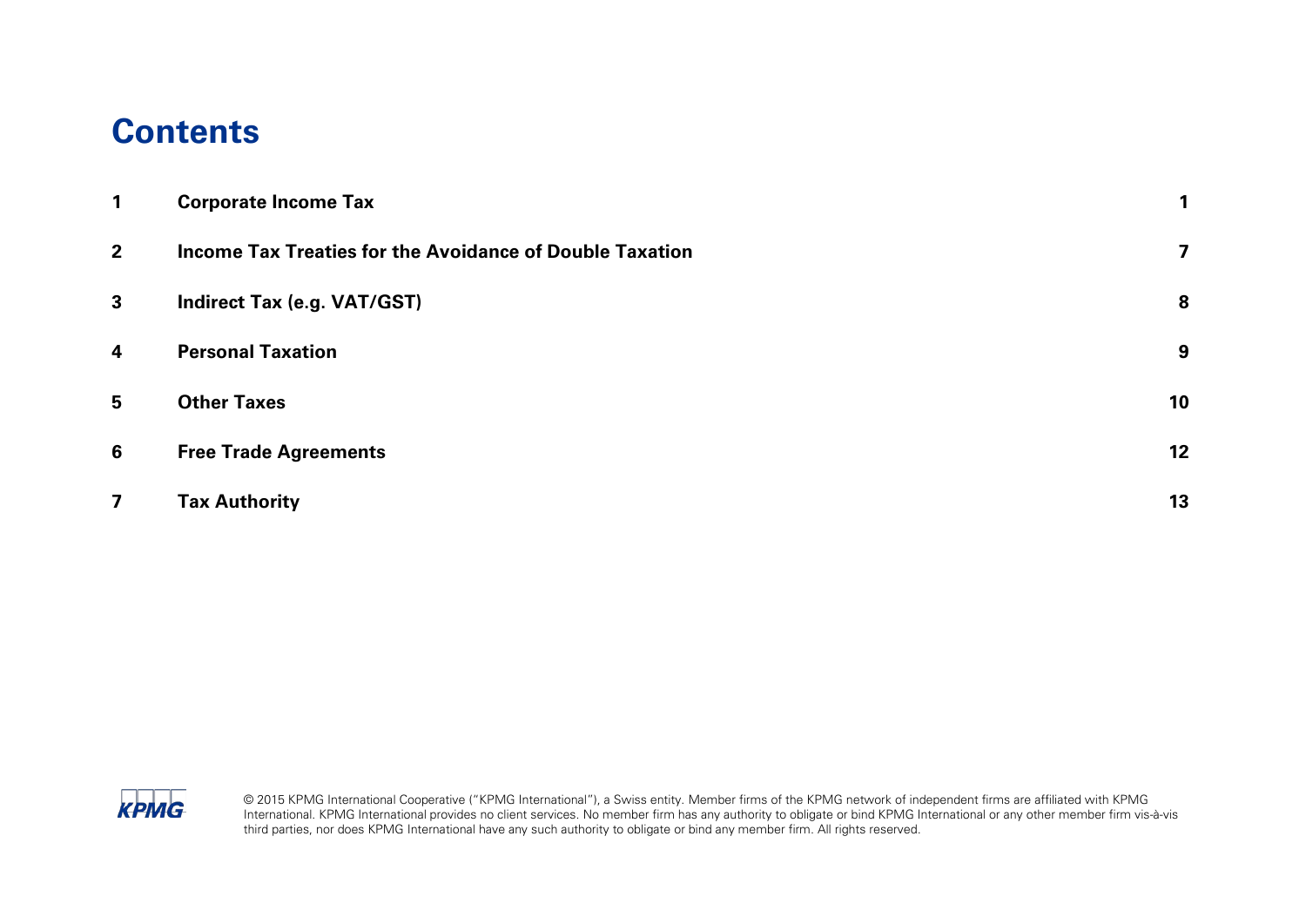# Contents

| | | |
|---|---|---|
| 1 | **Corporate Income Tax** | 1 |
| 2 | **Income Tax Treaties for the Avoidance of Double Taxation** | 7 |
| 3 | **Indirect Tax (e.g. VAT/GST)** | 8 |
| 4 | **Personal Taxation** | 9 |
| 5 | **Other Taxes** | 10 |
| 6 | **Free Trade Agreements** | 12 |
| 7 | **Tax Authority** | 13 |

© 2015 KPMG International Cooperative ("KPMG International"), a Swiss entity. Member firms of the KPMG network of independent firms are affiliated with KPMG International. KPMG International provides no client services. No member firm has any authority to obligate or bind KPMG International or any other member firm vis-à-vis third parties, nor does KPMG International have any such authority to obligate or bind any member firm. All rights reserved.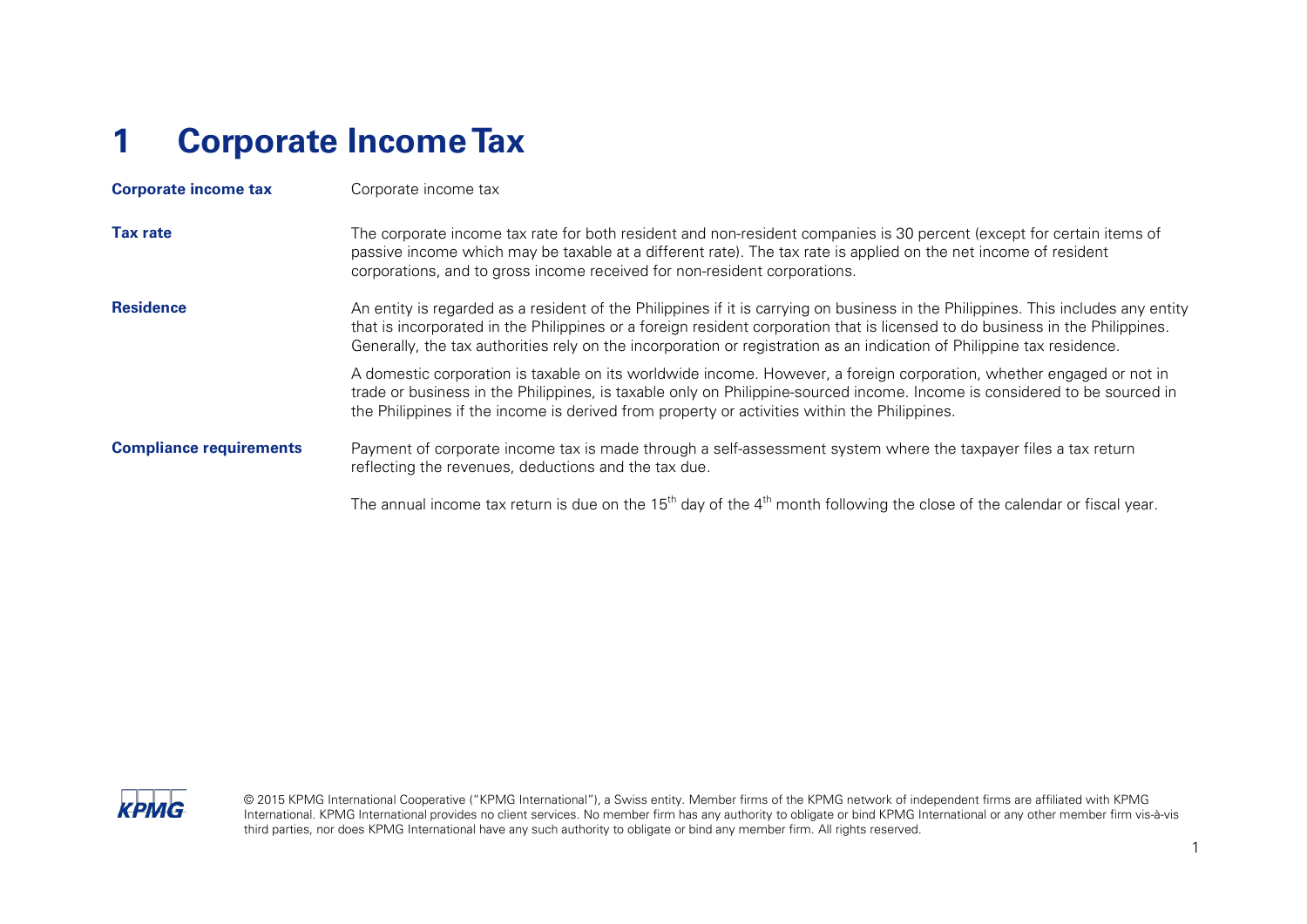# 1 Corporate Income Tax

**Corporate income tax**

Corporate income tax

**Tax rate**

The corporate income tax rate for both resident and non-resident companies is 30 percent (except for certain items of passive income which may be taxable at a different rate). The tax rate is applied on the net income of resident corporations, and to gross income received for non-resident corporations.

**Residence**

An entity is regarded as a resident of the Philippines if it is carrying on business in the Philippines. This includes any entity that is incorporated in the Philippines or a foreign resident corporation that is licensed to do business in the Philippines. Generally, the tax authorities rely on the incorporation or registration as an indication of Philippine tax residence.

A domestic corporation is taxable on its worldwide income. However, a foreign corporation, whether engaged or not in trade or business in the Philippines, is taxable only on Philippine-sourced income. Income is considered to be sourced in the Philippines if the income is derived from property or activities within the Philippines.

**Compliance requirements**

Payment of corporate income tax is made through a self-assessment system where the taxpayer files a tax return reflecting the revenues, deductions and the tax due.

The annual income tax return is due on the 15th day of the 4th month following the close of the calendar or fiscal year.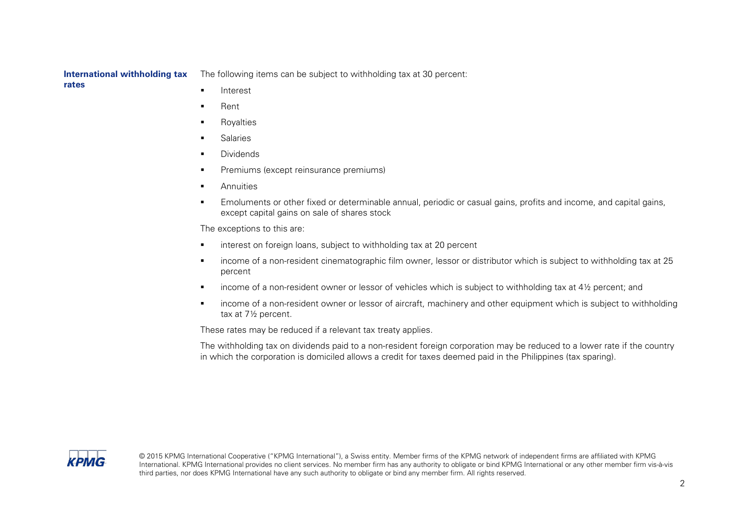**International withholding tax rates**

The following items can be subject to withholding tax at 30 percent:

- Interest
- Rent
- Royalties
- Salaries
- Dividends
- Premiums (except reinsurance premiums)
- Annuities
- Emoluments or other fixed or determinable annual, periodic or casual gains, profits and income, and capital gains, except capital gains on sale of shares stock

The exceptions to this are:

- interest on foreign loans, subject to withholding tax at 20 percent
- income of a non-resident cinematographic film owner, lessor or distributor which is subject to withholding tax at 25 percent
- income of a non-resident owner or lessor of vehicles which is subject to withholding tax at 4½ percent; and
- income of a non-resident owner or lessor of aircraft, machinery and other equipment which is subject to withholding tax at 7½ percent.

These rates may be reduced if a relevant tax treaty applies.

The withholding tax on dividends paid to a non-resident foreign corporation may be reduced to a lower rate if the country in which the corporation is domiciled allows a credit for taxes deemed paid in the Philippines (tax sparing).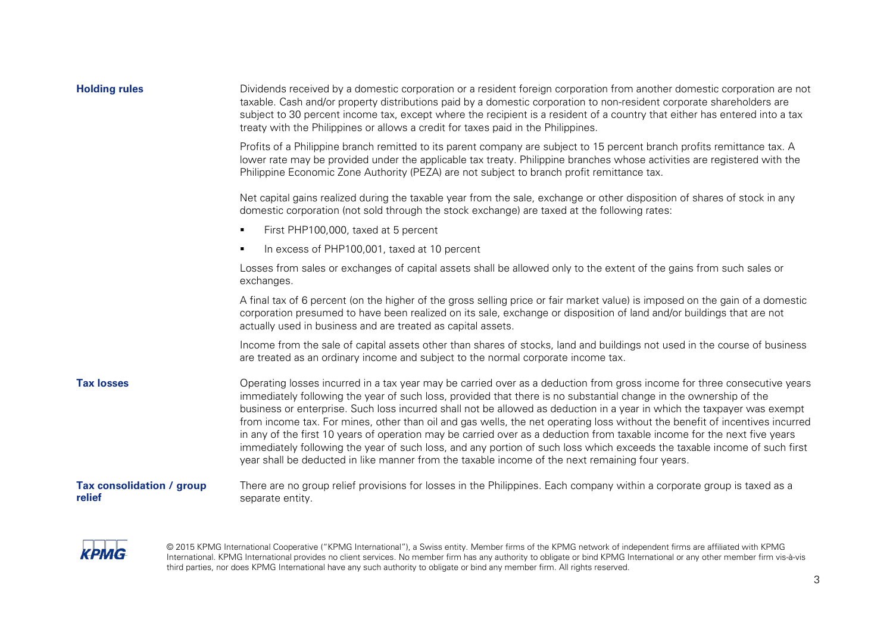### Holding rules

Dividends received by a domestic corporation or a resident foreign corporation from another domestic corporation are not taxable. Cash and/or property distributions paid by a domestic corporation to non-resident corporate shareholders are subject to 30 percent income tax, except where the recipient is a resident of a country that either has entered into a tax treaty with the Philippines or allows a credit for taxes paid in the Philippines.

Profits of a Philippine branch remitted to its parent company are subject to 15 percent branch profits remittance tax. A lower rate may be provided under the applicable tax treaty. Philippine branches whose activities are registered with the Philippine Economic Zone Authority (PEZA) are not subject to branch profit remittance tax.

Net capital gains realized during the taxable year from the sale, exchange or other disposition of shares of stock in any domestic corporation (not sold through the stock exchange) are taxed at the following rates:

- First PHP100,000, taxed at 5 percent
- In excess of PHP100,001, taxed at 10 percent

Losses from sales or exchanges of capital assets shall be allowed only to the extent of the gains from such sales or exchanges.

A final tax of 6 percent (on the higher of the gross selling price or fair market value) is imposed on the gain of a domestic corporation presumed to have been realized on its sale, exchange or disposition of land and/or buildings that are not actually used in business and are treated as capital assets.

Income from the sale of capital assets other than shares of stocks, land and buildings not used in the course of business are treated as an ordinary income and subject to the normal corporate income tax.

### Tax losses

Operating losses incurred in a tax year may be carried over as a deduction from gross income for three consecutive years immediately following the year of such loss, provided that there is no substantial change in the ownership of the business or enterprise. Such loss incurred shall not be allowed as deduction in a year in which the taxpayer was exempt from income tax. For mines, other than oil and gas wells, the net operating loss without the benefit of incentives incurred in any of the first 10 years of operation may be carried over as a deduction from taxable income for the next five years immediately following the year of such loss, and any portion of such loss which exceeds the taxable income of such first year shall be deducted in like manner from the taxable income of the next remaining four years.

### Tax consolidation / group relief

There are no group relief provisions for losses in the Philippines. Each company within a corporate group is taxed as a separate entity.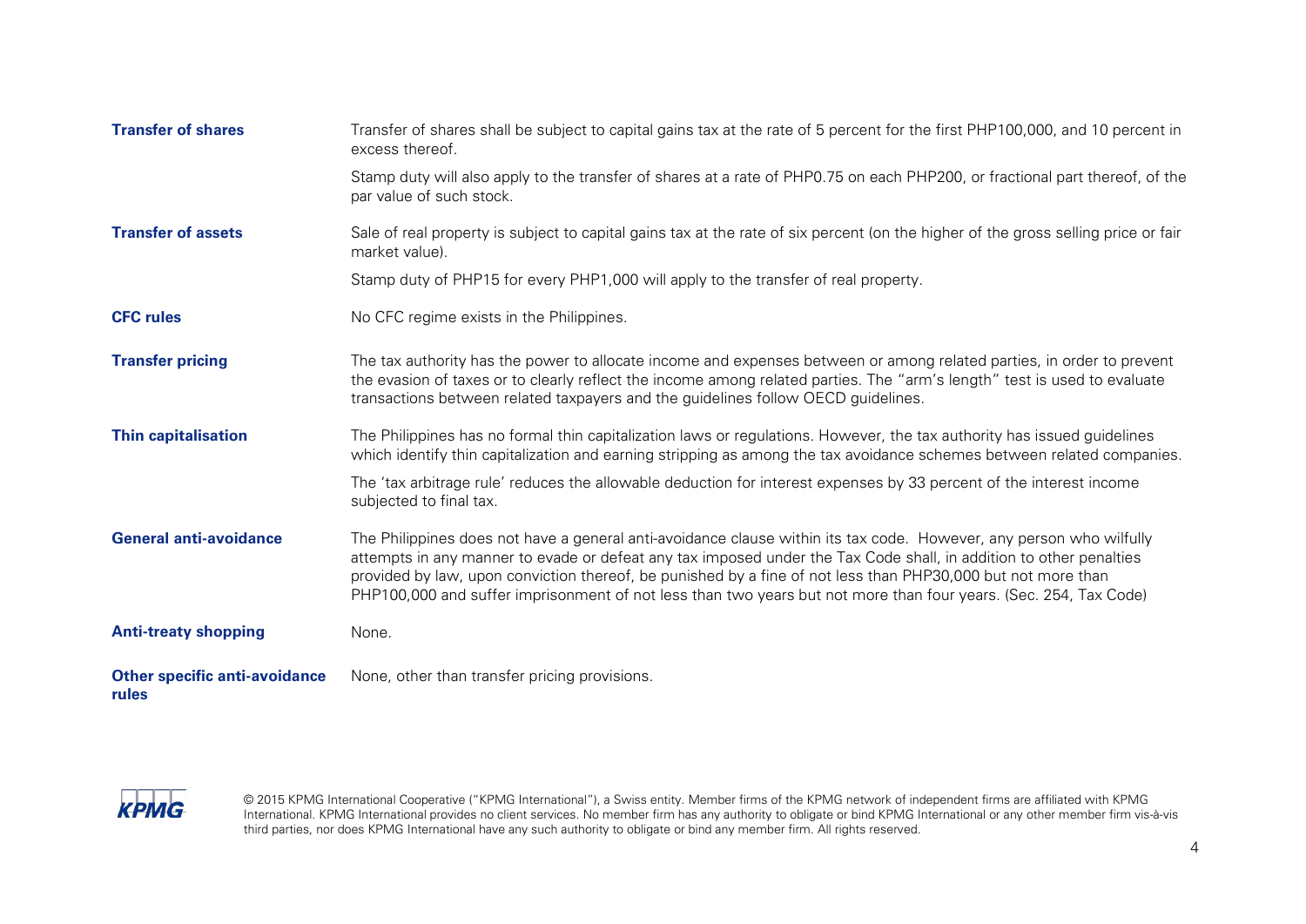| | |
|---|---|
| **Transfer of shares** | Transfer of shares shall be subject to capital gains tax at the rate of 5 percent for the first PHP100,000, and 10 percent in excess thereof.<br><br>Stamp duty will also apply to the transfer of shares at a rate of PHP0.75 on each PHP200, or fractional part thereof, of the par value of such stock. |
| **Transfer of assets** | Sale of real property is subject to capital gains tax at the rate of six percent (on the higher of the gross selling price or fair market value).<br><br>Stamp duty of PHP15 for every PHP1,000 will apply to the transfer of real property. |
| **CFC rules** | No CFC regime exists in the Philippines. |
| **Transfer pricing** | The tax authority has the power to allocate income and expenses between or among related parties, in order to prevent the evasion of taxes or to clearly reflect the income among related parties. The "arm's length" test is used to evaluate transactions between related taxpayers and the guidelines follow OECD guidelines. |
| **Thin capitalisation** | The Philippines has no formal thin capitalization laws or regulations. However, the tax authority has issued guidelines which identify thin capitalization and earning stripping as among the tax avoidance schemes between related companies.<br><br>The 'tax arbitrage rule' reduces the allowable deduction for interest expenses by 33 percent of the interest income subjected to final tax. |
| **General anti-avoidance** | The Philippines does not have a general anti-avoidance clause within its tax code. However, any person who wilfully attempts in any manner to evade or defeat any tax imposed under the Tax Code shall, in addition to other penalties provided by law, upon conviction thereof, be punished by a fine of not less than PHP30,000 but not more than PHP100,000 and suffer imprisonment of not less than two years but not more than four years. (Sec. 254, Tax Code) |
| **Anti-treaty shopping** | None. |
| **Other specific anti-avoidance rules** | None, other than transfer pricing provisions. |

© 2015 KPMG International Cooperative ("KPMG International"), a Swiss entity. Member firms of the KPMG network of independent firms are affiliated with KPMG International. KPMG International provides no client services. No member firm has any authority to obligate or bind KPMG International or any other member firm vis-à-vis third parties, nor does KPMG International have any such authority to obligate or bind any member firm. All rights reserved.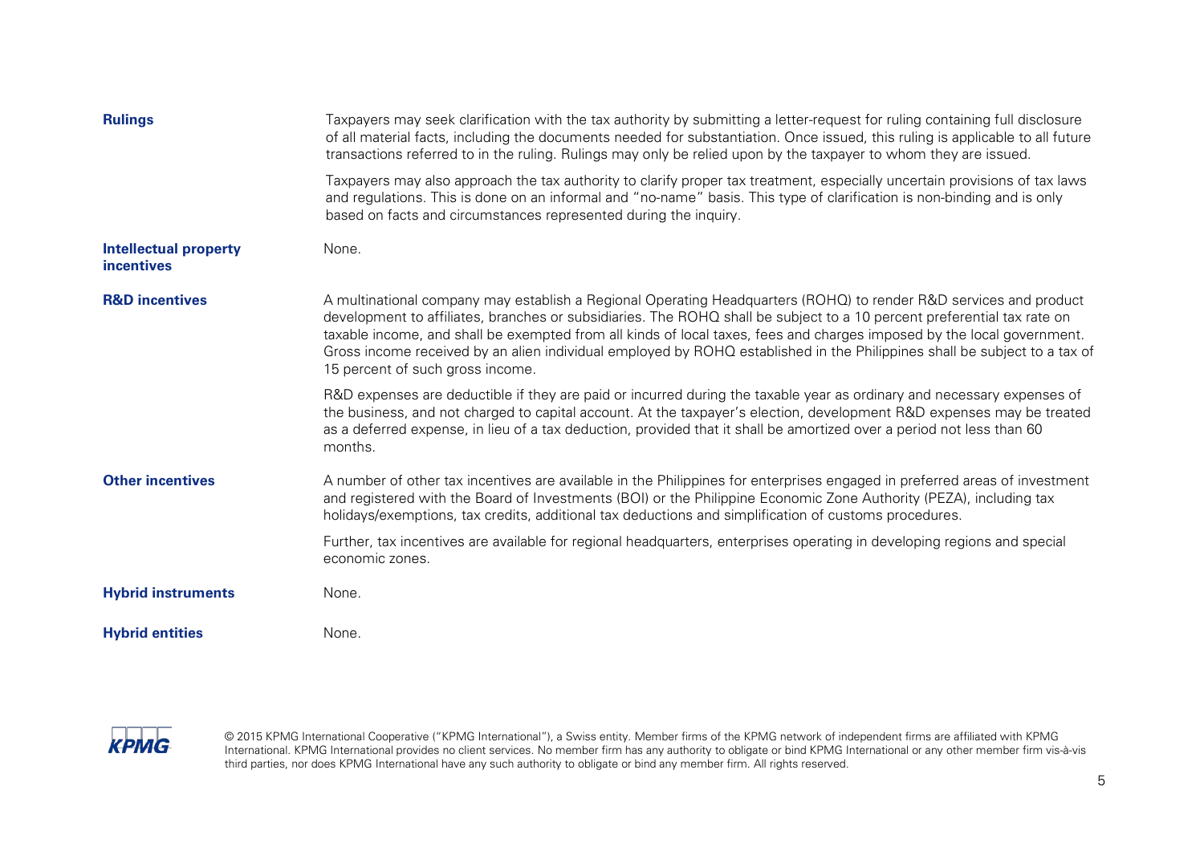| | |
|---|---|
| **Rulings** | Taxpayers may seek clarification with the tax authority by submitting a letter-request for ruling containing full disclosure of all material facts, including the documents needed for substantiation. Once issued, this ruling is applicable to all future transactions referred to in the ruling. Rulings may only be relied upon by the taxpayer to whom they are issued.<br><br>Taxpayers may also approach the tax authority to clarify proper tax treatment, especially uncertain provisions of tax laws and regulations. This is done on an informal and "no-name" basis. This type of clarification is non-binding and is only based on facts and circumstances represented during the inquiry. |
| **Intellectual property incentives** | None. |
| **R&D incentives** | A multinational company may establish a Regional Operating Headquarters (ROHQ) to render R&D services and product development to affiliates, branches or subsidiaries. The ROHQ shall be subject to a 10 percent preferential tax rate on taxable income, and shall be exempted from all kinds of local taxes, fees and charges imposed by the local government. Gross income received by an alien individual employed by ROHQ established in the Philippines shall be subject to a tax of 15 percent of such gross income.<br><br>R&D expenses are deductible if they are paid or incurred during the taxable year as ordinary and necessary expenses of the business, and not charged to capital account. At the taxpayer's election, development R&D expenses may be treated as a deferred expense, in lieu of a tax deduction, provided that it shall be amortized over a period not less than 60 months. |
| **Other incentives** | A number of other tax incentives are available in the Philippines for enterprises engaged in preferred areas of investment and registered with the Board of Investments (BOI) or the Philippine Economic Zone Authority (PEZA), including tax holidays/exemptions, tax credits, additional tax deductions and simplification of customs procedures.<br><br>Further, tax incentives are available for regional headquarters, enterprises operating in developing regions and special economic zones. |
| **Hybrid instruments** | None. |
| **Hybrid entities** | None. |

© 2015 KPMG International Cooperative ("KPMG International"), a Swiss entity. Member firms of the KPMG network of independent firms are affiliated with KPMG International. KPMG International provides no client services. No member firm has any authority to obligate or bind KPMG International or any other member firm vis-à-vis third parties, nor does KPMG International have any such authority to obligate or bind any member firm. All rights reserved.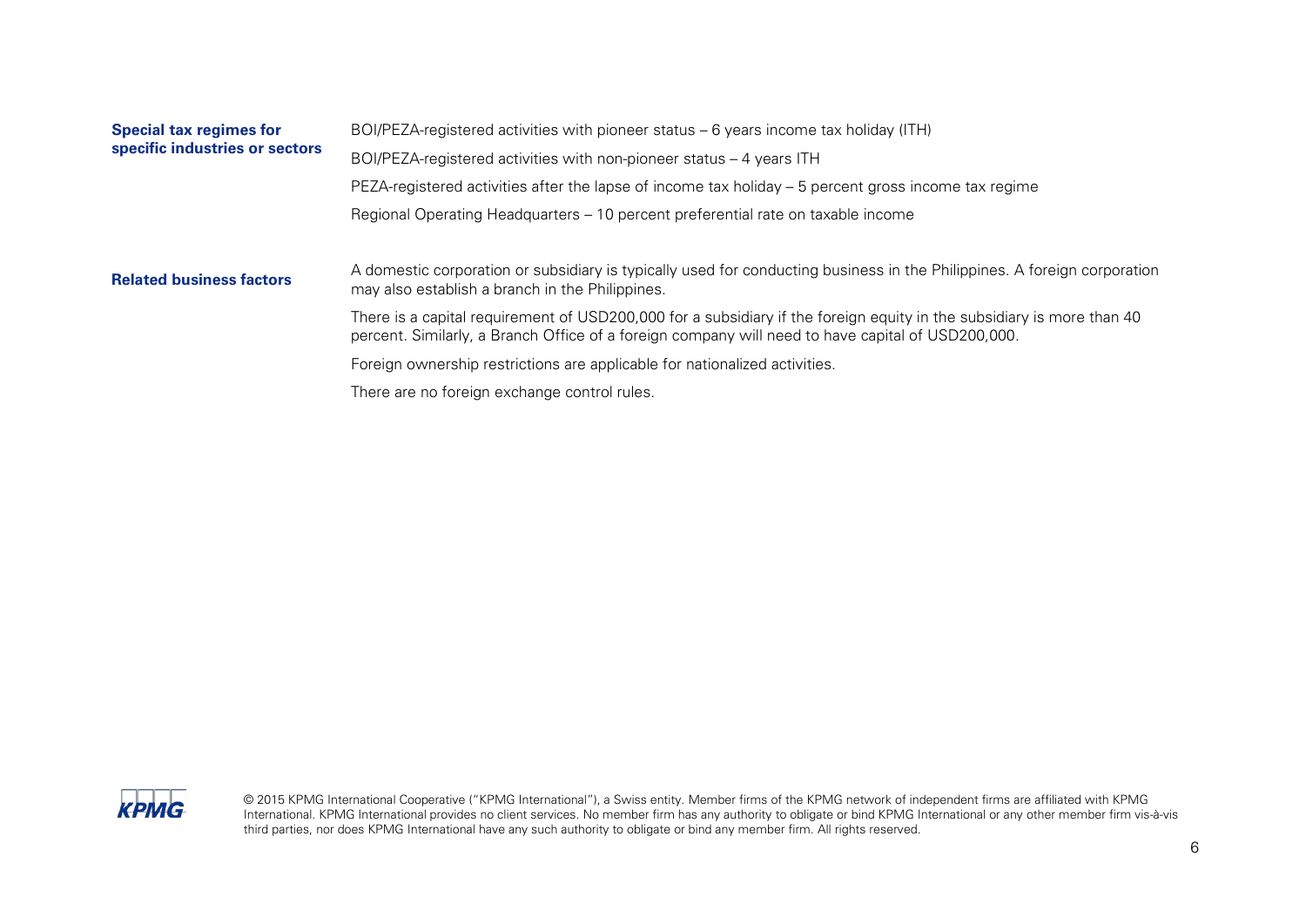**Special tax regimes for specific industries or sectors**

BOI/PEZA-registered activities with pioneer status – 6 years income tax holiday (ITH)

BOI/PEZA-registered activities with non-pioneer status – 4 years ITH

PEZA-registered activities after the lapse of income tax holiday – 5 percent gross income tax regime

Regional Operating Headquarters – 10 percent preferential rate on taxable income

**Related business factors**

A domestic corporation or subsidiary is typically used for conducting business in the Philippines. A foreign corporation may also establish a branch in the Philippines.

There is a capital requirement of USD200,000 for a subsidiary if the foreign equity in the subsidiary is more than 40 percent. Similarly, a Branch Office of a foreign company will need to have capital of USD200,000.

Foreign ownership restrictions are applicable for nationalized activities.

There are no foreign exchange control rules.

© 2015 KPMG International Cooperative ("KPMG International"), a Swiss entity. Member firms of the KPMG network of independent firms are affiliated with KPMG International. KPMG International provides no client services. No member firm has any authority to obligate or bind KPMG International or any other member firm vis-à-vis third parties, nor does KPMG International have any such authority to obligate or bind any member firm. All rights reserved.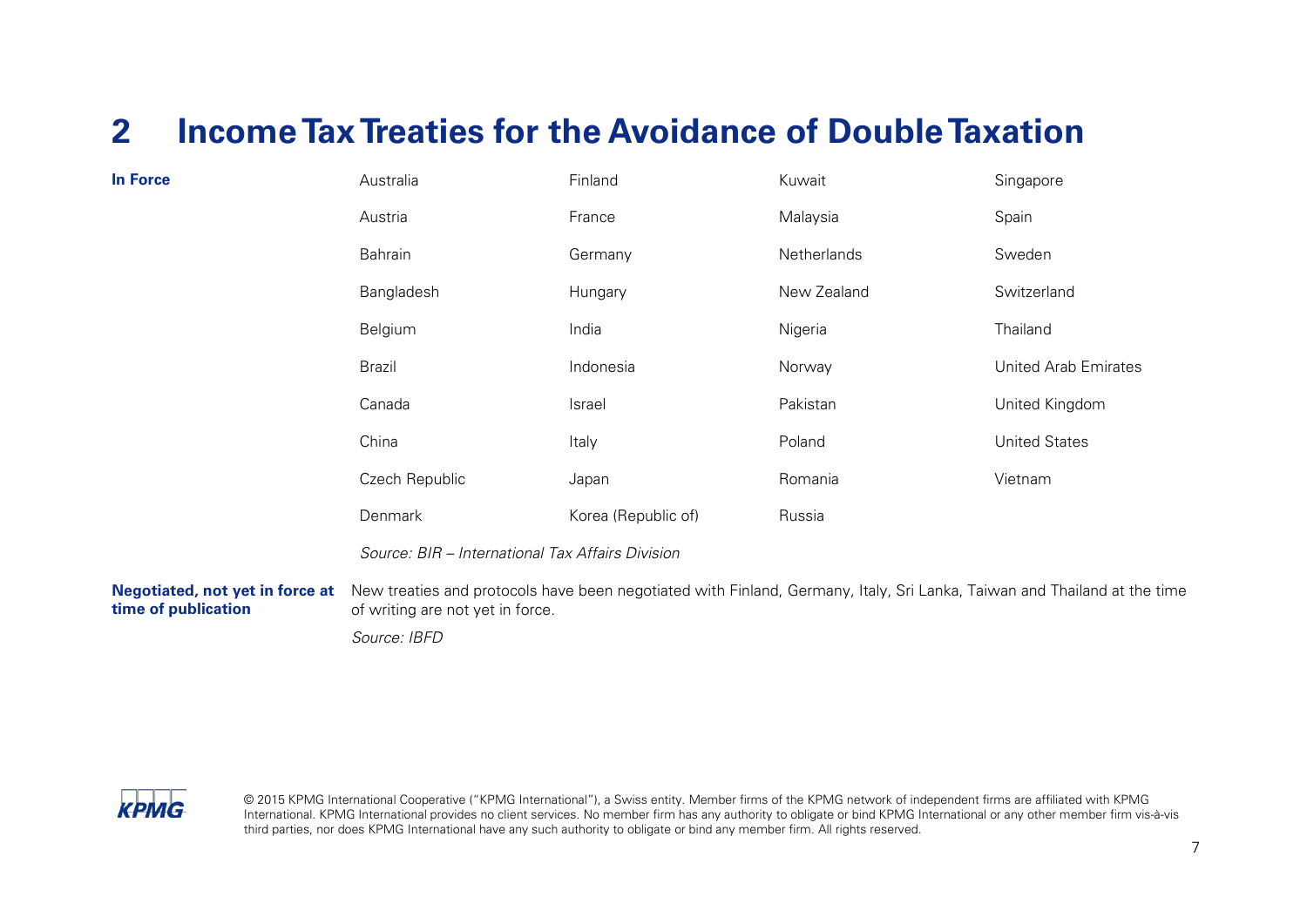# 2 Income Tax Treaties for the Avoidance of Double Taxation

**In Force**

| | | | |
|---|---|---|---|
| Australia | Finland | Kuwait | Singapore |
| Austria | France | Malaysia | Spain |
| Bahrain | Germany | Netherlands | Sweden |
| Bangladesh | Hungary | New Zealand | Switzerland |
| Belgium | India | Nigeria | Thailand |
| Brazil | Indonesia | Norway | United Arab Emirates |
| Canada | Israel | Pakistan | United Kingdom |
| China | Italy | Poland | United States |
| Czech Republic | Japan | Romania | Vietnam |
| Denmark | Korea (Republic of) | Russia | |

*Source: BIR – International Tax Affairs Division*

**Negotiated, not yet in force at time of publication**

New treaties and protocols have been negotiated with Finland, Germany, Italy, Sri Lanka, Taiwan and Thailand at the time of writing are not yet in force.

*Source: IBFD*

© 2015 KPMG International Cooperative ("KPMG International"), a Swiss entity. Member firms of the KPMG network of independent firms are affiliated with KPMG International. KPMG International provides no client services. No member firm has any authority to obligate or bind KPMG International or any other member firm vis-à-vis third parties, nor does KPMG International have any such authority to obligate or bind any member firm. All rights reserved.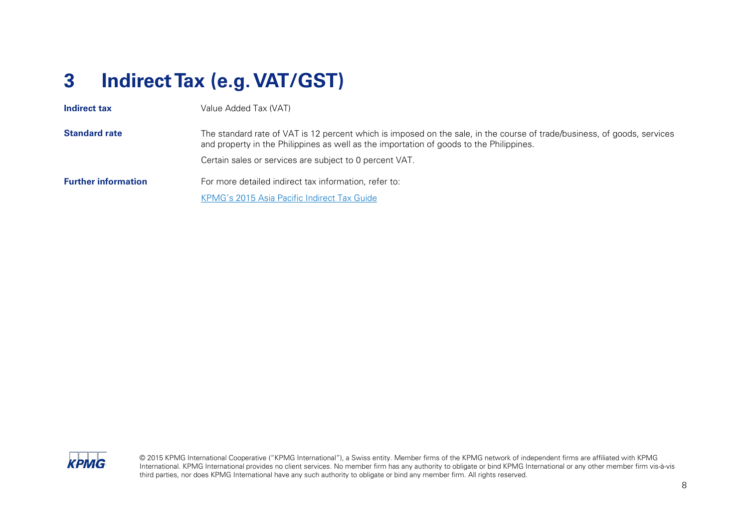# 3 Indirect Tax (e.g. VAT/GST)

| | |
|---|---|
| **Indirect tax** | Value Added Tax (VAT) |
| **Standard rate** | The standard rate of VAT is 12 percent which is imposed on the sale, in the course of trade/business, of goods, services and property in the Philippines as well as the importation of goods to the Philippines.<br><br>Certain sales or services are subject to 0 percent VAT. |
| **Further information** | For more detailed indirect tax information, refer to:<br><br>KPMG's 2015 Asia Pacific Indirect Tax Guide |

© 2015 KPMG International Cooperative ("KPMG International"), a Swiss entity. Member firms of the KPMG network of independent firms are affiliated with KPMG International. KPMG International provides no client services. No member firm has any authority to obligate or bind KPMG International or any other member firm vis-à-vis third parties, nor does KPMG International have any such authority to obligate or bind any member firm. All rights reserved.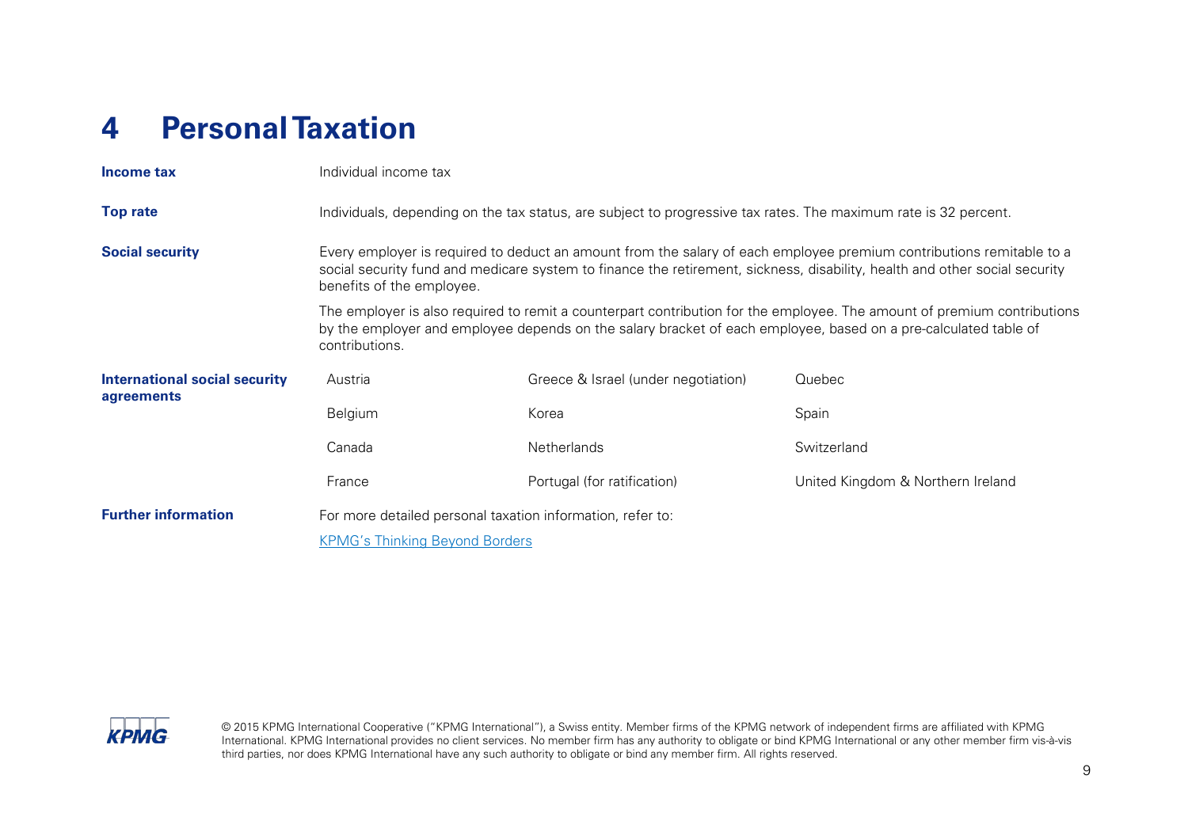# 4 Personal Taxation

**Income tax**

Individual income tax

**Top rate**

Individuals, depending on the tax status, are subject to progressive tax rates. The maximum rate is 32 percent.

**Social security**

Every employer is required to deduct an amount from the salary of each employee premium contributions remitable to a social security fund and medicare system to finance the retirement, sickness, disability, health and other social security benefits of the employee.

The employer is also required to remit a counterpart contribution for the employee. The amount of premium contributions by the employer and employee depends on the salary bracket of each employee, based on a pre-calculated table of contributions.

**International social security agreements**

| | | |
|---|---|---|
| Austria | Greece & Israel (under negotiation) | Quebec |
| Belgium | Korea | Spain |
| Canada | Netherlands | Switzerland |
| France | Portugal (for ratification) | United Kingdom & Northern Ireland |

**Further information**

For more detailed personal taxation information, refer to:

[KPMG's Thinking Beyond Borders]

© 2015 KPMG International Cooperative ("KPMG International"), a Swiss entity. Member firms of the KPMG network of independent firms are affiliated with KPMG International. KPMG International provides no client services. No member firm has any authority to obligate or bind KPMG International or any other member firm vis-à-vis third parties, nor does KPMG International have any such authority to obligate or bind any member firm. All rights reserved.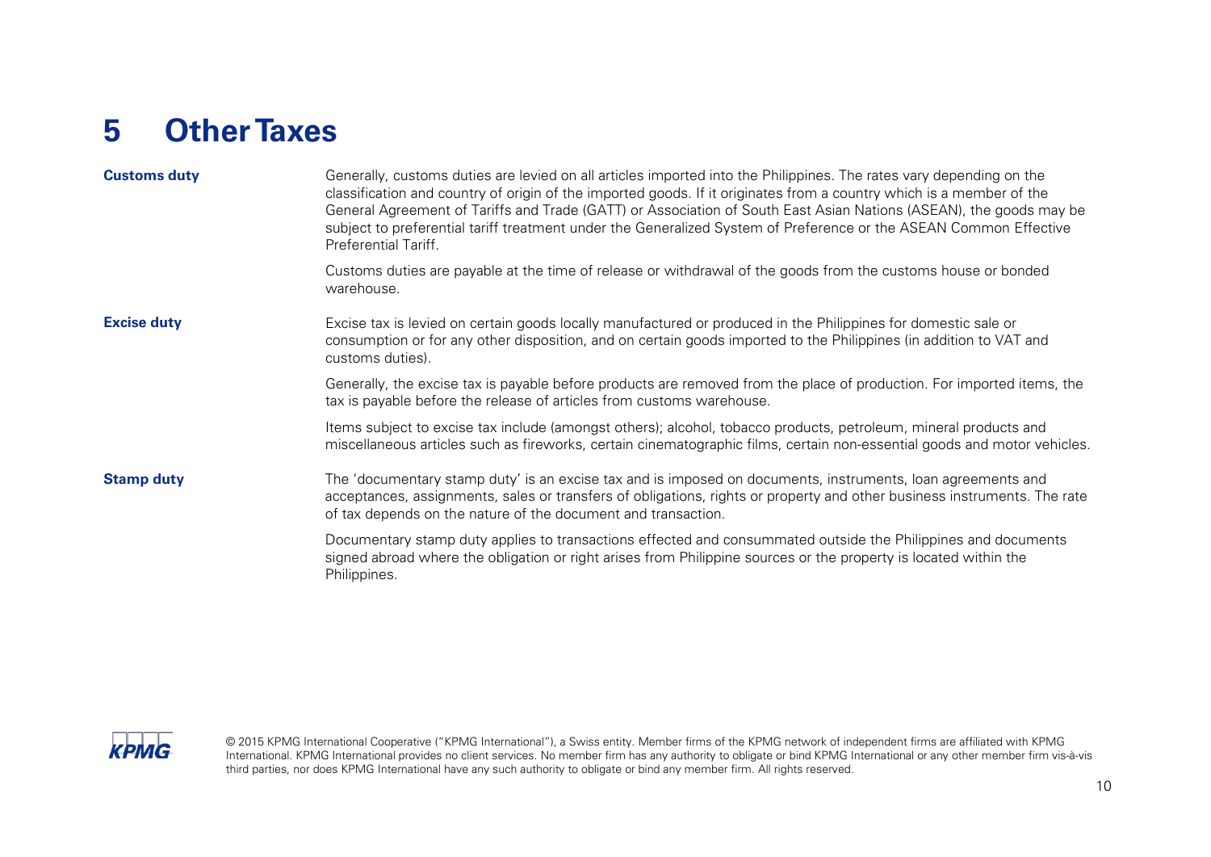# 5 Other Taxes

**Customs duty**

Generally, customs duties are levied on all articles imported into the Philippines. The rates vary depending on the classification and country of origin of the imported goods. If it originates from a country which is a member of the General Agreement of Tariffs and Trade (GATT) or Association of South East Asian Nations (ASEAN), the goods may be subject to preferential tariff treatment under the Generalized System of Preference or the ASEAN Common Effective Preferential Tariff.

Customs duties are payable at the time of release or withdrawal of the goods from the customs house or bonded warehouse.

**Excise duty**

Excise tax is levied on certain goods locally manufactured or produced in the Philippines for domestic sale or consumption or for any other disposition, and on certain goods imported to the Philippines (in addition to VAT and customs duties).

Generally, the excise tax is payable before products are removed from the place of production. For imported items, the tax is payable before the release of articles from customs warehouse.

Items subject to excise tax include (amongst others); alcohol, tobacco products, petroleum, mineral products and miscellaneous articles such as fireworks, certain cinematographic films, certain non-essential goods and motor vehicles.

**Stamp duty**

The 'documentary stamp duty' is an excise tax and is imposed on documents, instruments, loan agreements and acceptances, assignments, sales or transfers of obligations, rights or property and other business instruments. The rate of tax depends on the nature of the document and transaction.

Documentary stamp duty applies to transactions effected and consummated outside the Philippines and documents signed abroad where the obligation or right arises from Philippine sources or the property is located within the Philippines.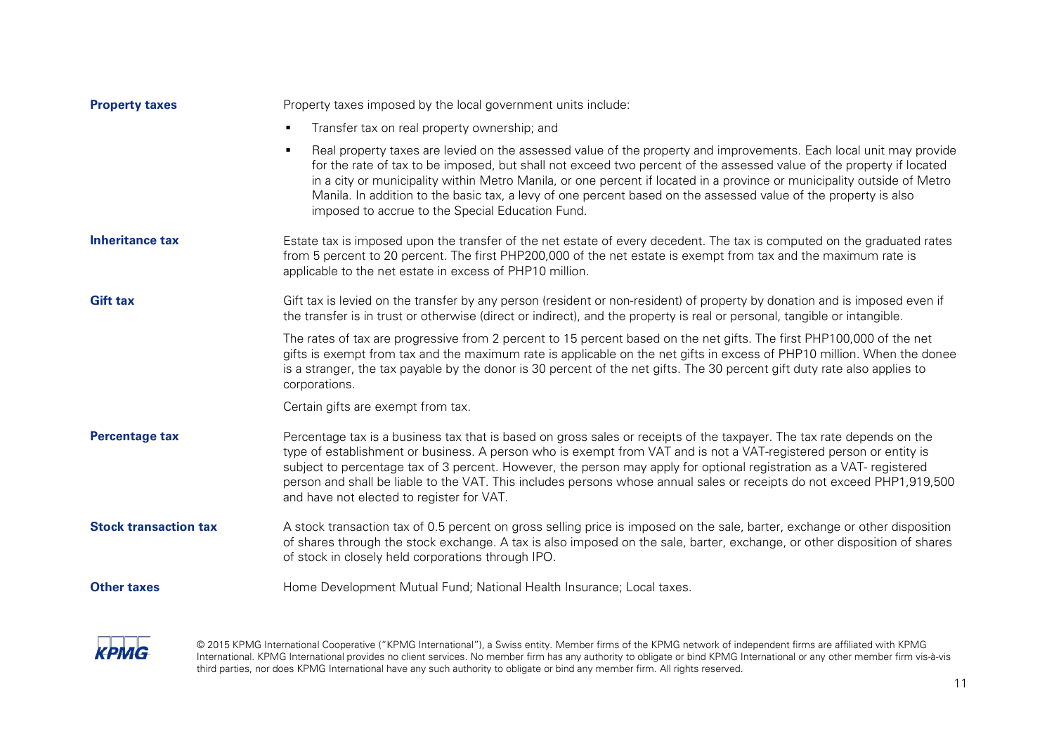**Property taxes**

Property taxes imposed by the local government units include:

- Transfer tax on real property ownership; and
- Real property taxes are levied on the assessed value of the property and improvements. Each local unit may provide for the rate of tax to be imposed, but shall not exceed two percent of the assessed value of the property if located in a city or municipality within Metro Manila, or one percent if located in a province or municipality outside of Metro Manila. In addition to the basic tax, a levy of one percent based on the assessed value of the property is also imposed to accrue to the Special Education Fund.

**Inheritance tax**

Estate tax is imposed upon the transfer of the net estate of every decedent. The tax is computed on the graduated rates from 5 percent to 20 percent. The first PHP200,000 of the net estate is exempt from tax and the maximum rate is applicable to the net estate in excess of PHP10 million.

**Gift tax**

Gift tax is levied on the transfer by any person (resident or non-resident) of property by donation and is imposed even if the transfer is in trust or otherwise (direct or indirect), and the property is real or personal, tangible or intangible.

The rates of tax are progressive from 2 percent to 15 percent based on the net gifts. The first PHP100,000 of the net gifts is exempt from tax and the maximum rate is applicable on the net gifts in excess of PHP10 million. When the donee is a stranger, the tax payable by the donor is 30 percent of the net gifts. The 30 percent gift duty rate also applies to corporations.

Certain gifts are exempt from tax.

**Percentage tax**

Percentage tax is a business tax that is based on gross sales or receipts of the taxpayer. The tax rate depends on the type of establishment or business. A person who is exempt from VAT and is not a VAT-registered person or entity is subject to percentage tax of 3 percent. However, the person may apply for optional registration as a VAT- registered person and shall be liable to the VAT. This includes persons whose annual sales or receipts do not exceed PHP1,919,500 and have not elected to register for VAT.

**Stock transaction tax**

A stock transaction tax of 0.5 percent on gross selling price is imposed on the sale, barter, exchange or other disposition of shares through the stock exchange. A tax is also imposed on the sale, barter, exchange, or other disposition of shares of stock in closely held corporations through IPO.

**Other taxes**

Home Development Mutual Fund; National Health Insurance; Local taxes.

© 2015 KPMG International Cooperative ("KPMG International"), a Swiss entity. Member firms of the KPMG network of independent firms are affiliated with KPMG International. KPMG International provides no client services. No member firm has any authority to obligate or bind KPMG International or any other member firm vis-à-vis third parties, nor does KPMG International have any such authority to obligate or bind any member firm. All rights reserved.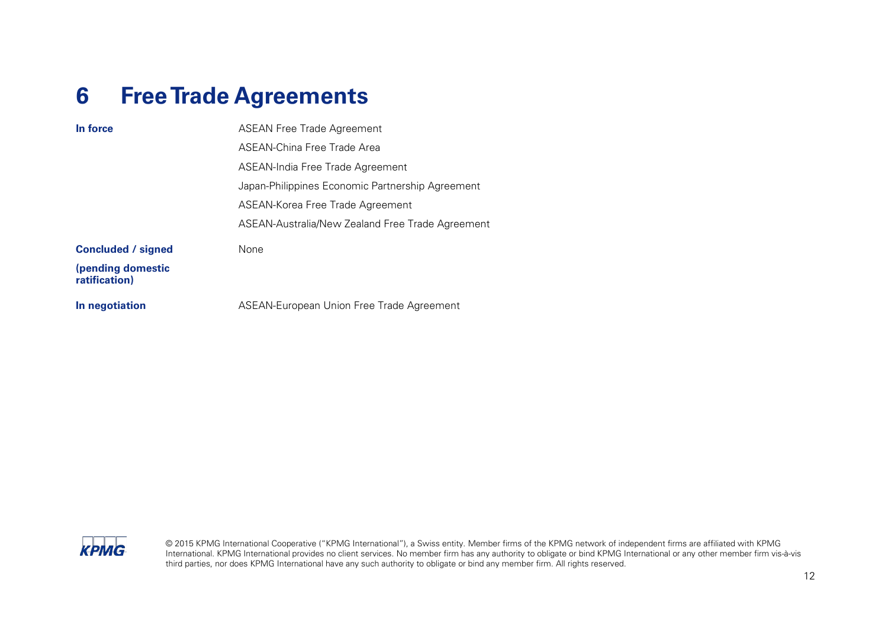# 6 Free Trade Agreements

| | |
|---|---|
| **In force** | ASEAN Free Trade Agreement |
| | ASEAN-China Free Trade Area |
| | ASEAN-India Free Trade Agreement |
| | Japan-Philippines Economic Partnership Agreement |
| | ASEAN-Korea Free Trade Agreement |
| | ASEAN-Australia/New Zealand Free Trade Agreement |
| **Concluded / signed (pending domestic ratification)** | None |
| **In negotiation** | ASEAN-European Union Free Trade Agreement |

© 2015 KPMG International Cooperative ("KPMG International"), a Swiss entity. Member firms of the KPMG network of independent firms are affiliated with KPMG International. KPMG International provides no client services. No member firm has any authority to obligate or bind KPMG International or any other member firm vis-à-vis third parties, nor does KPMG International have any such authority to obligate or bind any member firm. All rights reserved.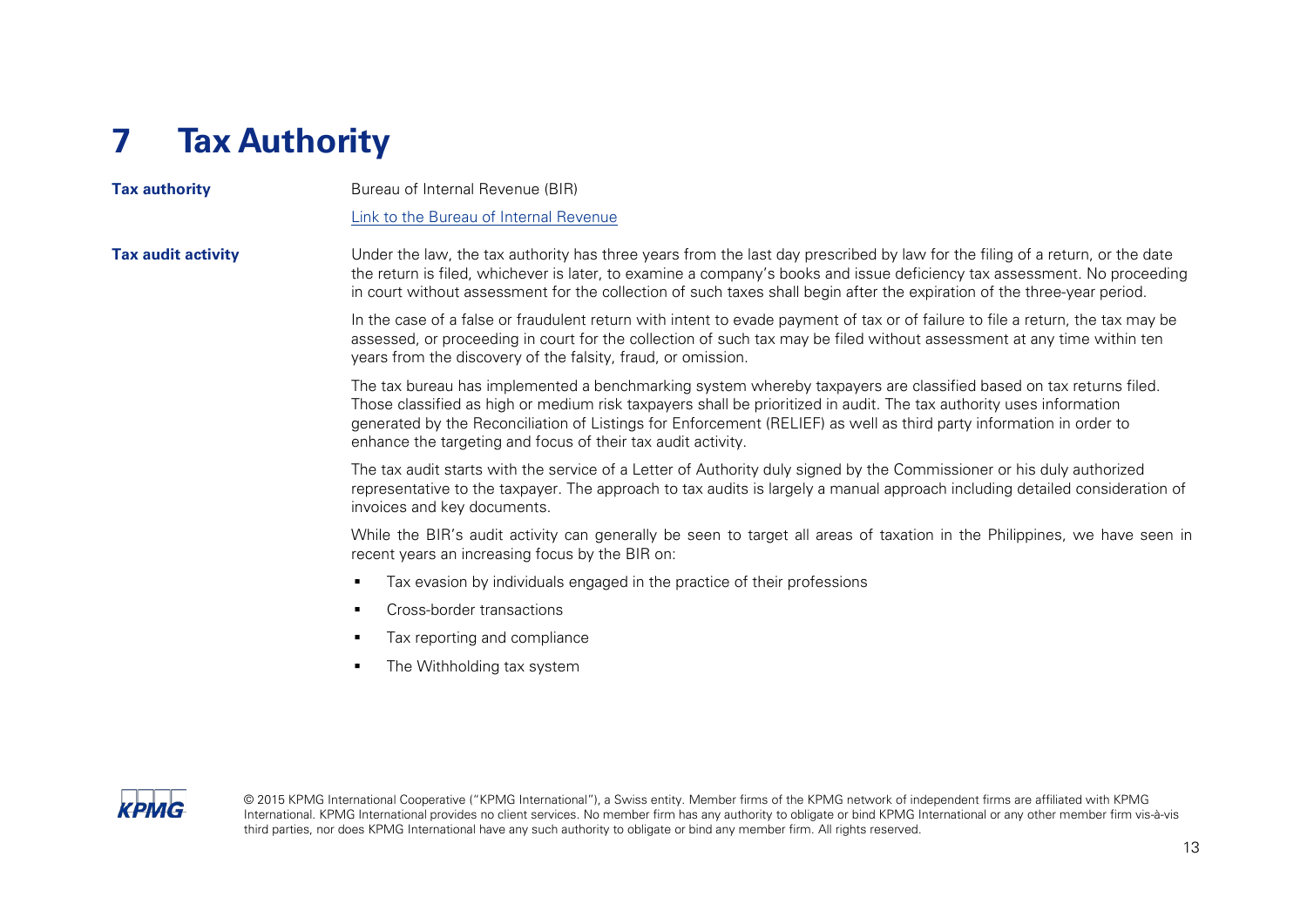# 7 Tax Authority

**Tax authority**

Bureau of Internal Revenue (BIR)

[Link to the Bureau of Internal Revenue]

**Tax audit activity**

Under the law, the tax authority has three years from the last day prescribed by law for the filing of a return, or the date the return is filed, whichever is later, to examine a company's books and issue deficiency tax assessment. No proceeding in court without assessment for the collection of such taxes shall begin after the expiration of the three-year period.

In the case of a false or fraudulent return with intent to evade payment of tax or of failure to file a return, the tax may be assessed, or proceeding in court for the collection of such tax may be filed without assessment at any time within ten years from the discovery of the falsity, fraud, or omission.

The tax bureau has implemented a benchmarking system whereby taxpayers are classified based on tax returns filed. Those classified as high or medium risk taxpayers shall be prioritized in audit. The tax authority uses information generated by the Reconciliation of Listings for Enforcement (RELIEF) as well as third party information in order to enhance the targeting and focus of their tax audit activity.

The tax audit starts with the service of a Letter of Authority duly signed by the Commissioner or his duly authorized representative to the taxpayer. The approach to tax audits is largely a manual approach including detailed consideration of invoices and key documents.

While the BIR's audit activity can generally be seen to target all areas of taxation in the Philippines, we have seen in recent years an increasing focus by the BIR on:

- Tax evasion by individuals engaged in the practice of their professions
- Cross-border transactions
- Tax reporting and compliance
- The Withholding tax system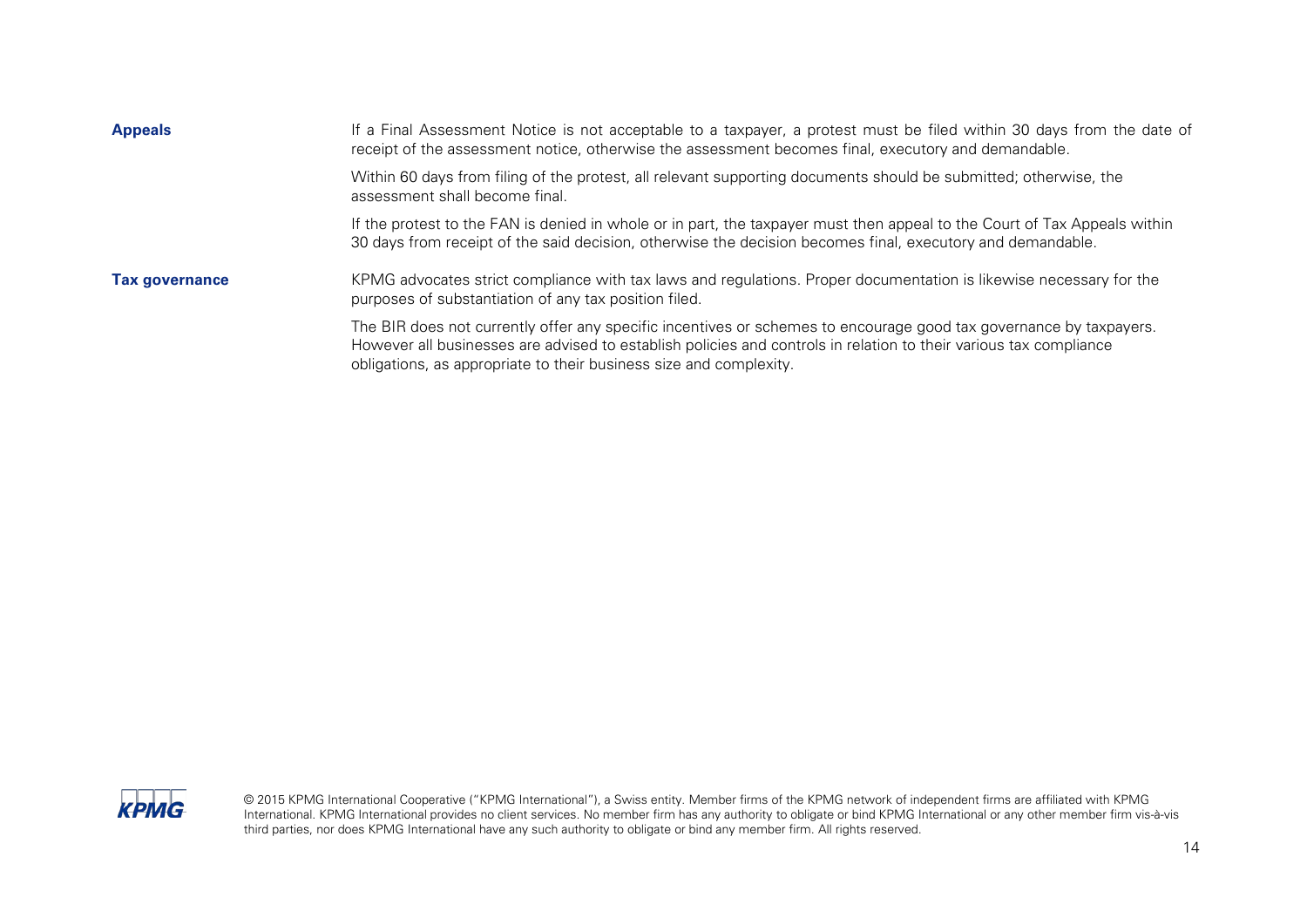**Appeals**

If a Final Assessment Notice is not acceptable to a taxpayer, a protest must be filed within 30 days from the date of receipt of the assessment notice, otherwise the assessment becomes final, executory and demandable.

Within 60 days from filing of the protest, all relevant supporting documents should be submitted; otherwise, the assessment shall become final.

If the protest to the FAN is denied in whole or in part, the taxpayer must then appeal to the Court of Tax Appeals within 30 days from receipt of the said decision, otherwise the decision becomes final, executory and demandable.

**Tax governance**

KPMG advocates strict compliance with tax laws and regulations. Proper documentation is likewise necessary for the purposes of substantiation of any tax position filed.

The BIR does not currently offer any specific incentives or schemes to encourage good tax governance by taxpayers. However all businesses are advised to establish policies and controls in relation to their various tax compliance obligations, as appropriate to their business size and complexity.

© 2015 KPMG International Cooperative ("KPMG International"), a Swiss entity. Member firms of the KPMG network of independent firms are affiliated with KPMG International. KPMG International provides no client services. No member firm has any authority to obligate or bind KPMG International or any other member firm vis-à-vis third parties, nor does KPMG International have any such authority to obligate or bind any member firm. All rights reserved.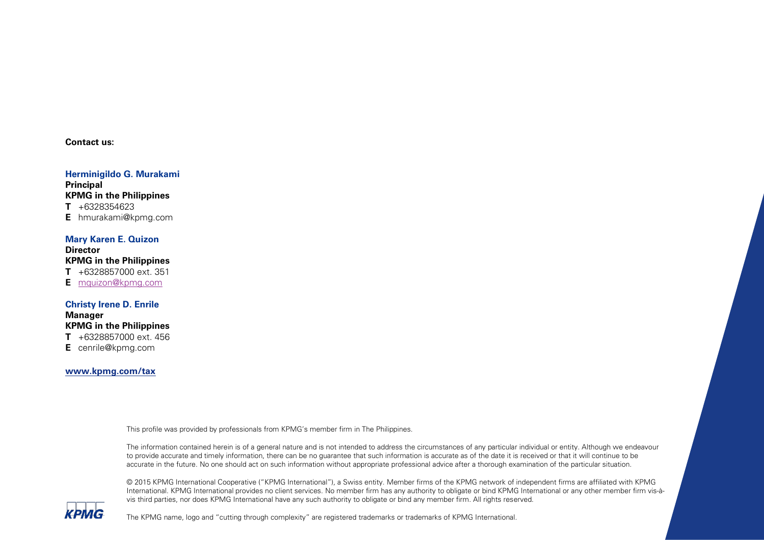**Contact us:**

**Herminigildo G. Murakami**
**Principal**
**KPMG in the Philippines**
**T** +6328354623
**E** hmurakami@kpmg.com

**Mary Karen E. Quizon**
**Director**
**KPMG in the Philippines**
**T** +6328857000 ext. 351
**E** mquizon@kpmg.com

**Christy Irene D. Enrile**
**Manager**
**KPMG in the Philippines**
**T** +6328857000 ext. 456
**E** cenrile@kpmg.com

**www.kpmg.com/tax**

This profile was provided by professionals from KPMG's member firm in The Philippines.

The information contained herein is of a general nature and is not intended to address the circumstances of any particular individual or entity. Although we endeavour to provide accurate and timely information, there can be no guarantee that such information is accurate as of the date it is received or that it will continue to be accurate in the future. No one should act on such information without appropriate professional advice after a thorough examination of the particular situation.

© 2015 KPMG International Cooperative ("KPMG International"), a Swiss entity. Member firms of the KPMG network of independent firms are affiliated with KPMG International. KPMG International provides no client services. No member firm has any authority to obligate or bind KPMG International or any other member firm vis-à-vis third parties, nor does KPMG International have any such authority to obligate or bind any member firm. All rights reserved.

The KPMG name, logo and "cutting through complexity" are registered trademarks or trademarks of KPMG International.